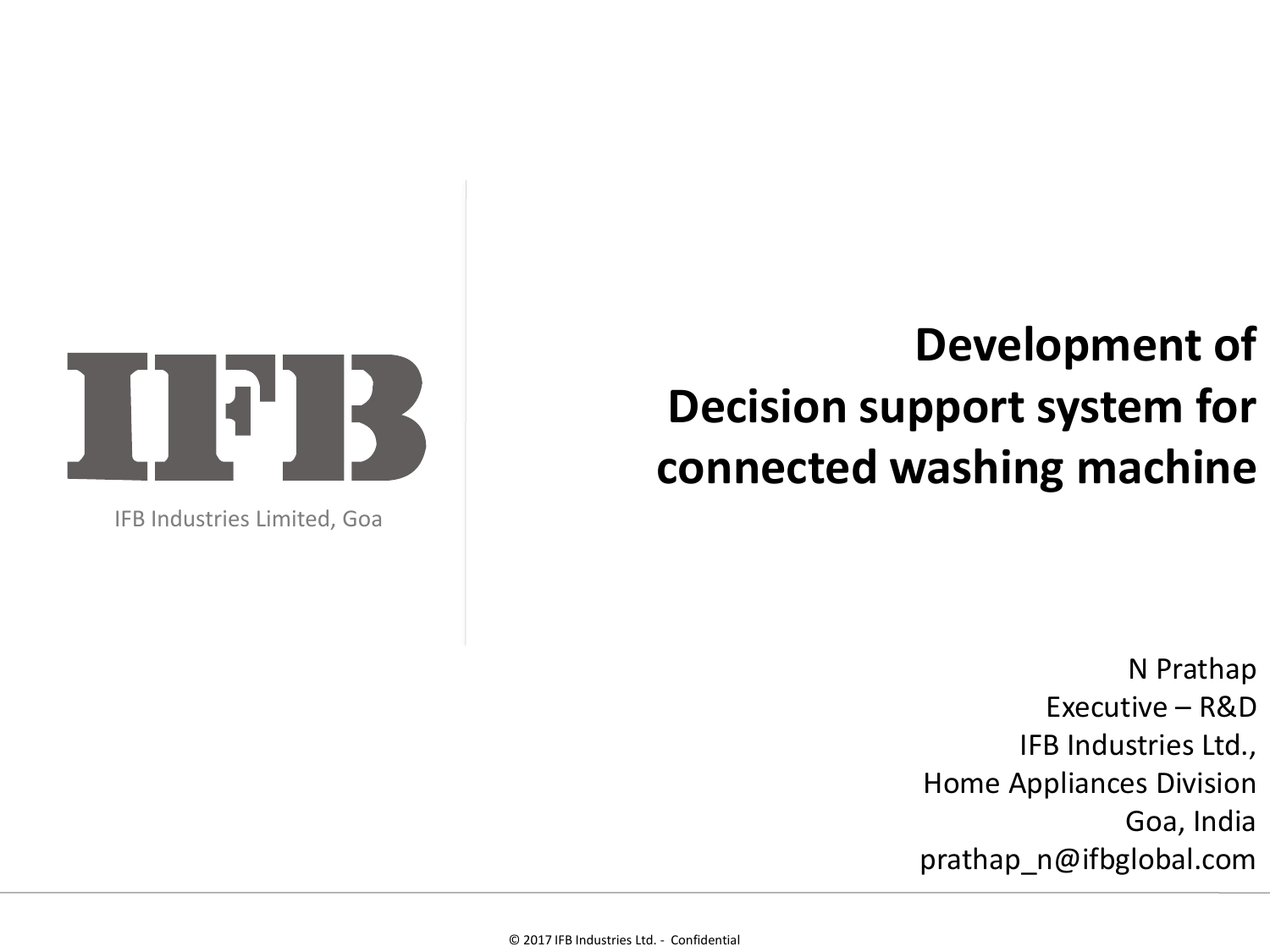IFB Industries Limited, Goa

# Development of Decision support system for connected washing machine

N Prathap
Executive – R&D
IFB Industries Ltd.,
Home Appliances Division
Goa, India
prathap_n@ifbglobal.com

© 2017 IFB Industries Ltd. - Confidential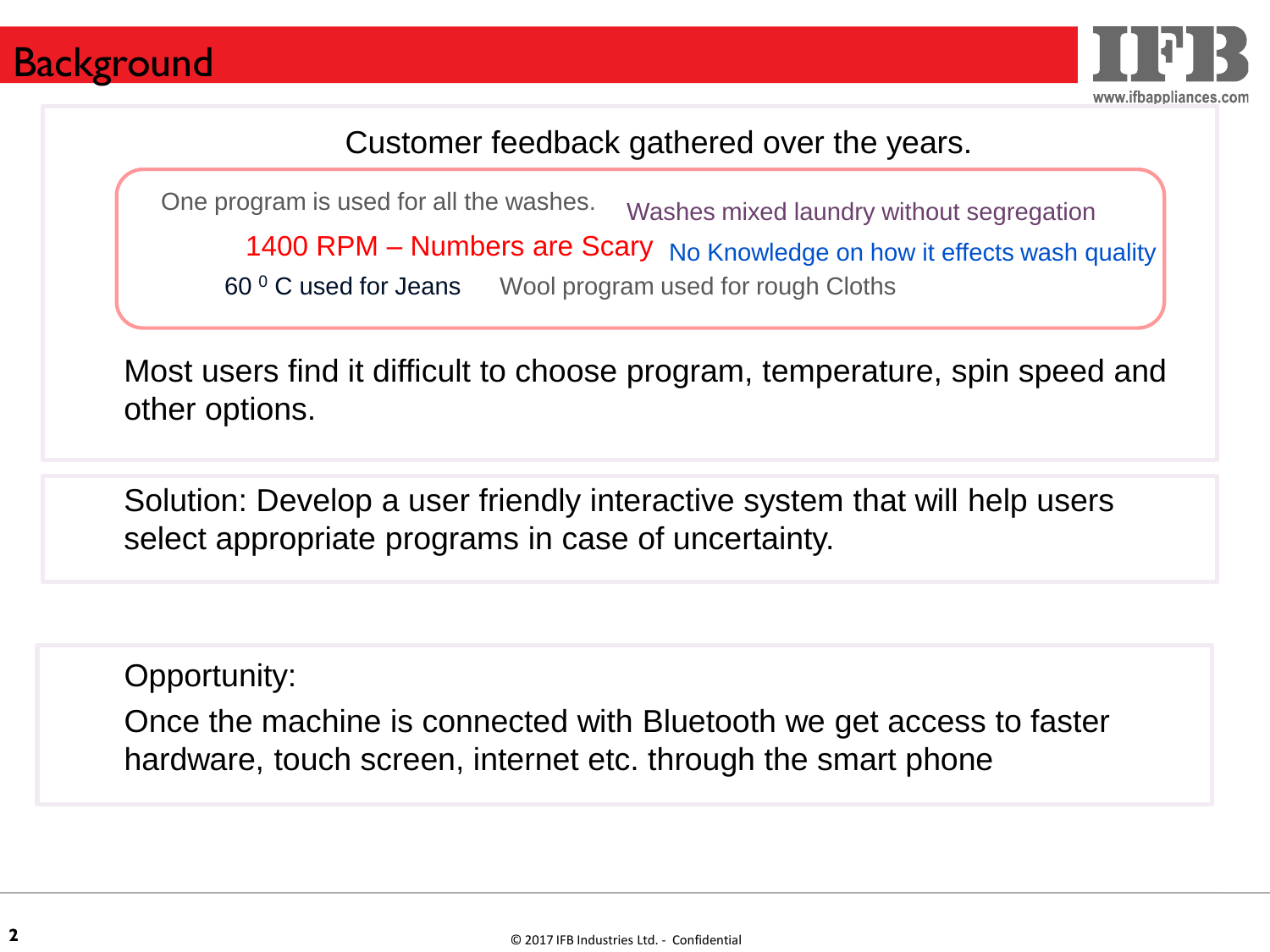# Background

Customer feedback gathered over the years.

One program is used for all the washes.

Washes mixed laundry without segregation

1400 RPM – Numbers are Scary

No Knowledge on how it effects wash quality

60 $^{0}$ C used for Jeans

Wool program used for rough Cloths

Most users find it difficult to choose program, temperature, spin speed and other options.

Solution: Develop a user friendly interactive system that will help users select appropriate programs in case of uncertainty.

Opportunity:

Once the machine is connected with Bluetooth we get access to faster hardware, touch screen, internet etc. through the smart phone

© 2017 IFB Industries Ltd. - Confidential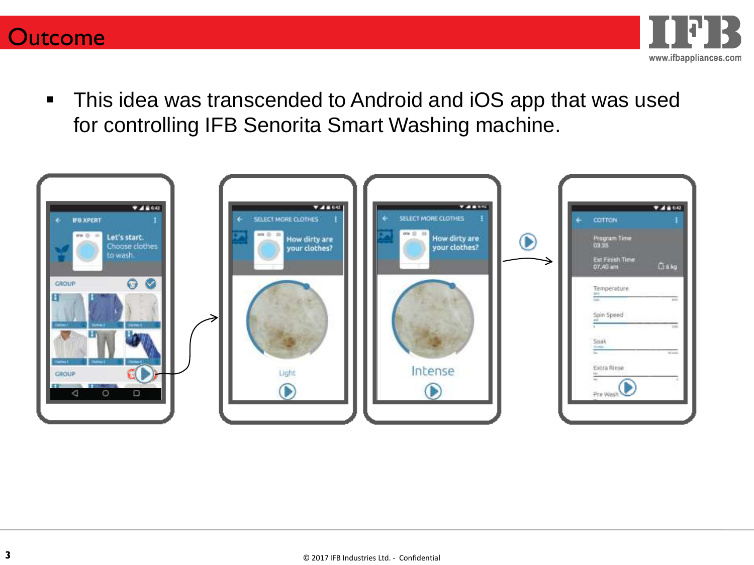# Outcome

- This idea was transcended to Android and iOS app that was used for controlling IFB Senorita Smart Washing machine.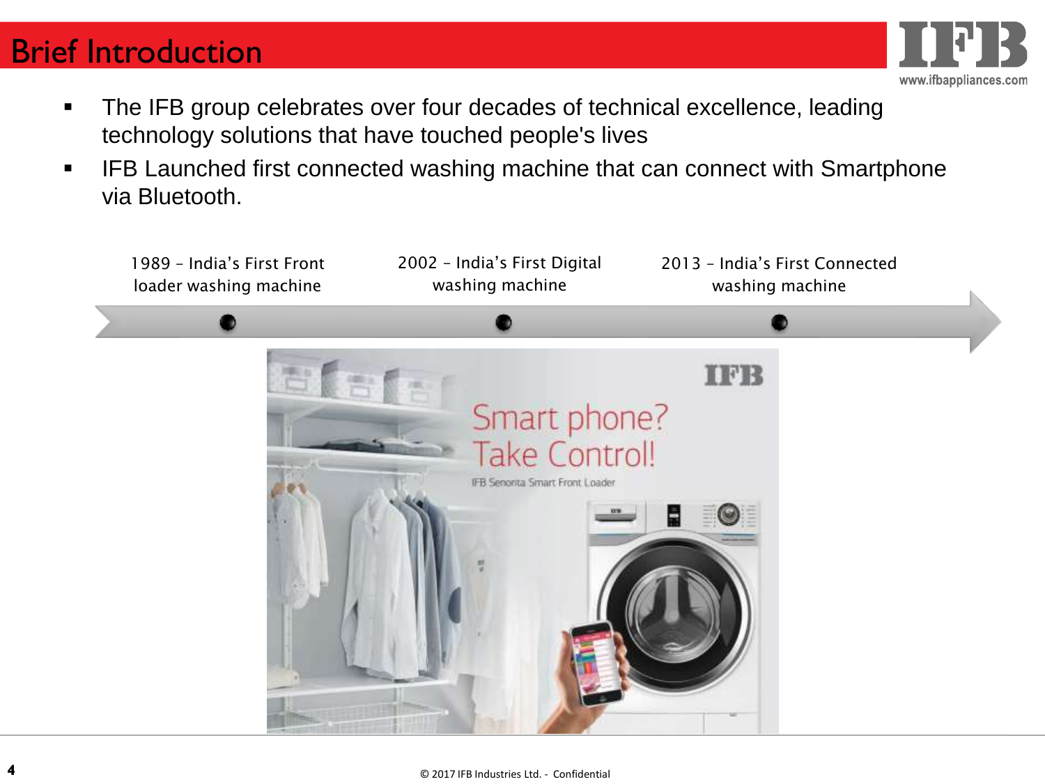# Brief Introduction

- The IFB group celebrates over four decades of technical excellence, leading technology solutions that have touched people's lives
- IFB Launched first connected washing machine that can connect with Smartphone via Bluetooth.

1989 – India's First Front loader washing machine

2002 – India's First Digital washing machine

2013 – India's First Connected washing machine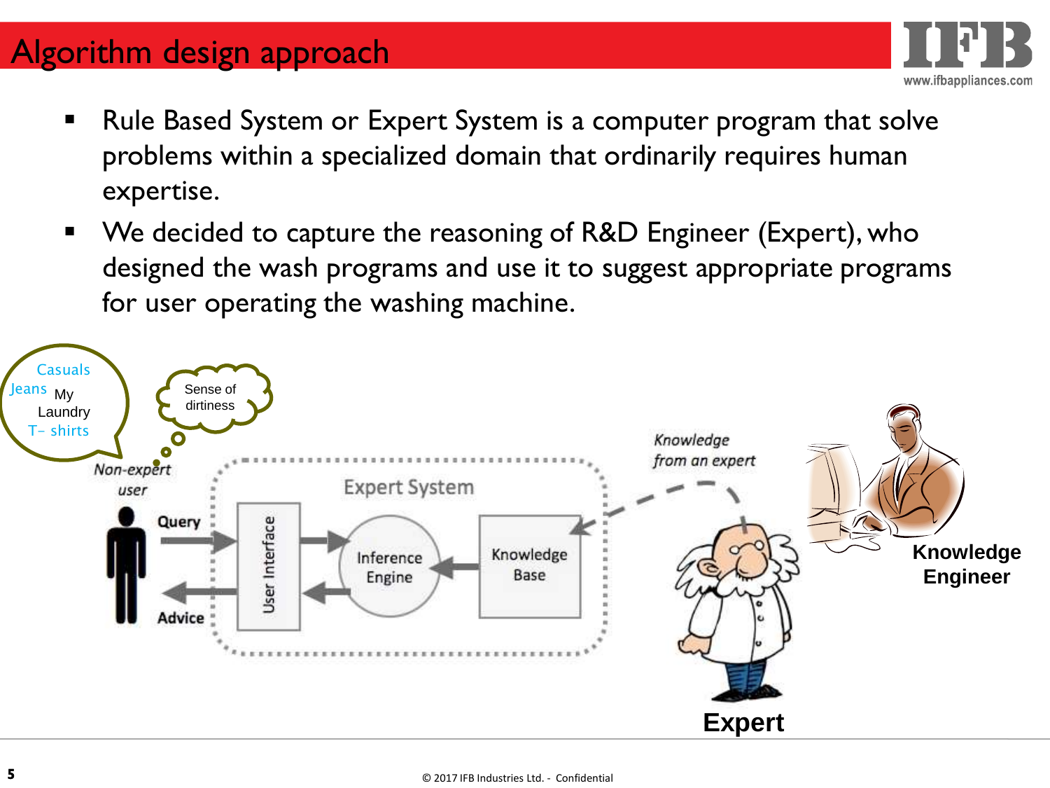# Algorithm design approach

- Rule Based System or Expert System is a computer program that solve problems within a specialized domain that ordinarily requires human expertise.
- We decided to capture the reasoning of R&D Engineer (Expert), who designed the wash programs and use it to suggest appropriate programs for user operating the washing machine.

Casuals, Jeans, My Laundry, T- shirts

Sense of dirtiness

*Non-expert user*

Query

Advice

Expert System

User Interface

Inference Engine

Knowledge Base

*Knowledge from an expert*

**Expert**

**Knowledge Engineer**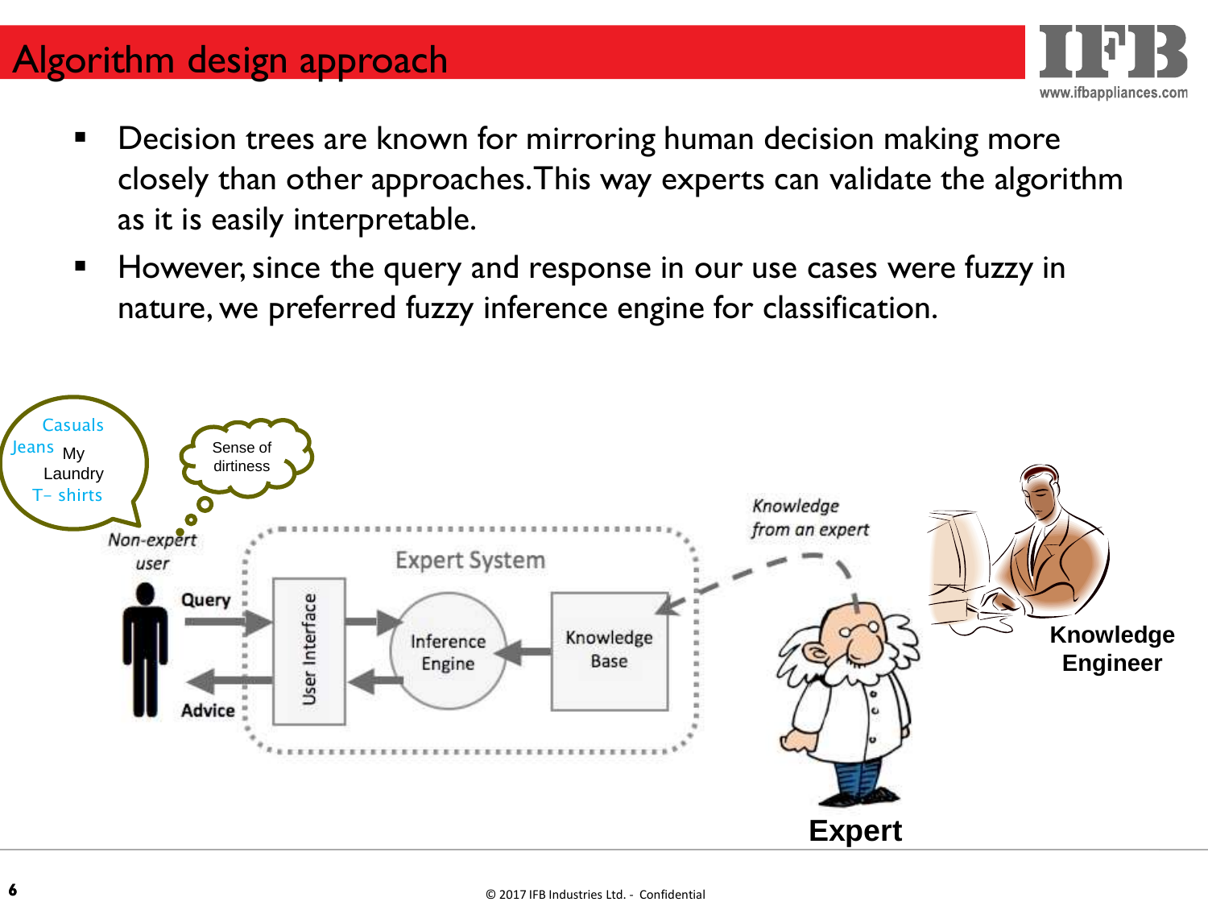# Algorithm design approach

- Decision trees are known for mirroring human decision making more closely than other approaches. This way experts can validate the algorithm as it is easily interpretable.
- However, since the query and response in our use cases were fuzzy in nature, we preferred fuzzy inference engine for classification.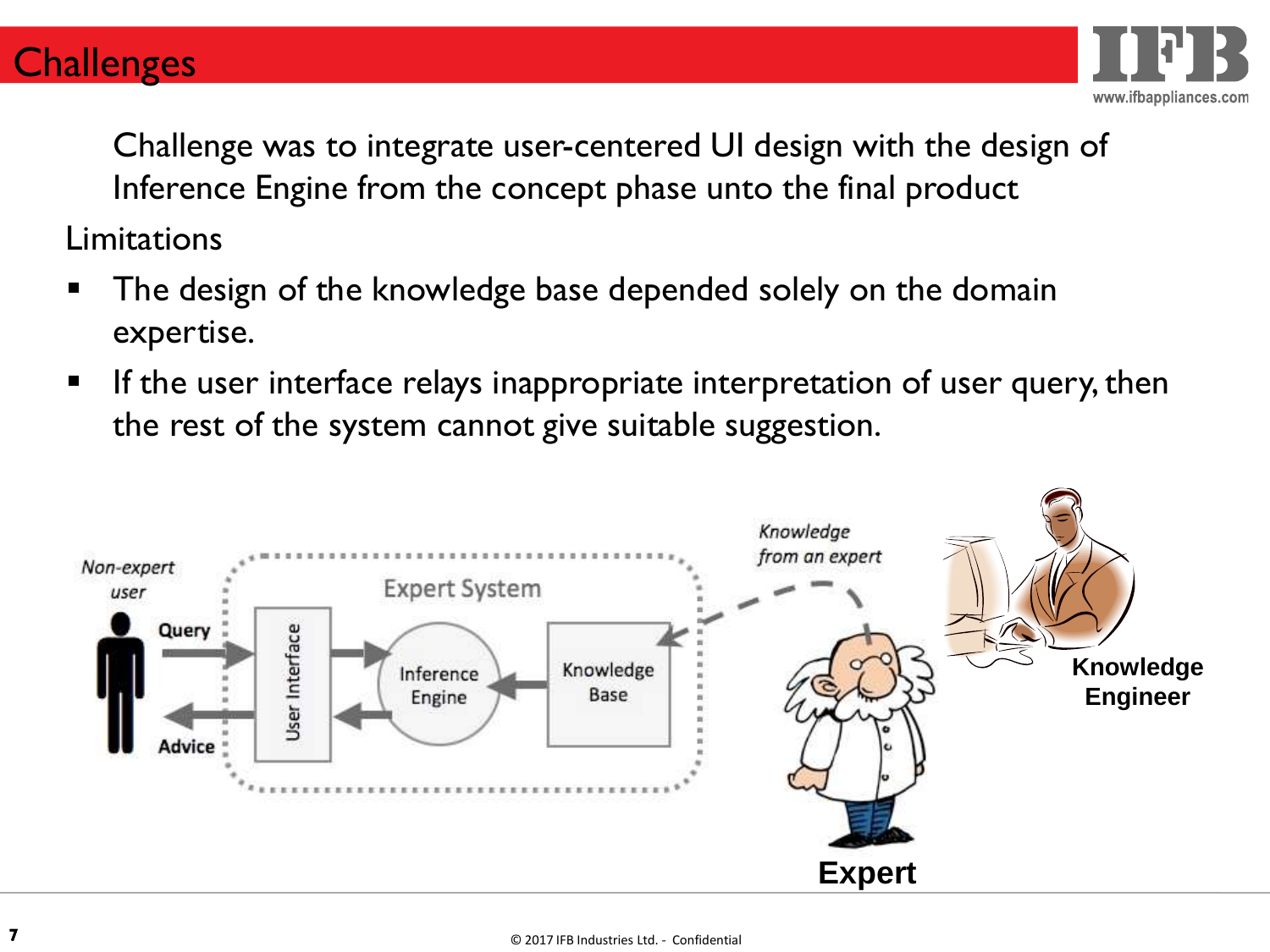# Challenges

Challenge was to integrate user-centered UI design with the design of Inference Engine from the concept phase unto the final product

Limitations

- The design of the knowledge base depended solely on the domain expertise.
- If the user interface relays inappropriate interpretation of user query, then the rest of the system cannot give suitable suggestion.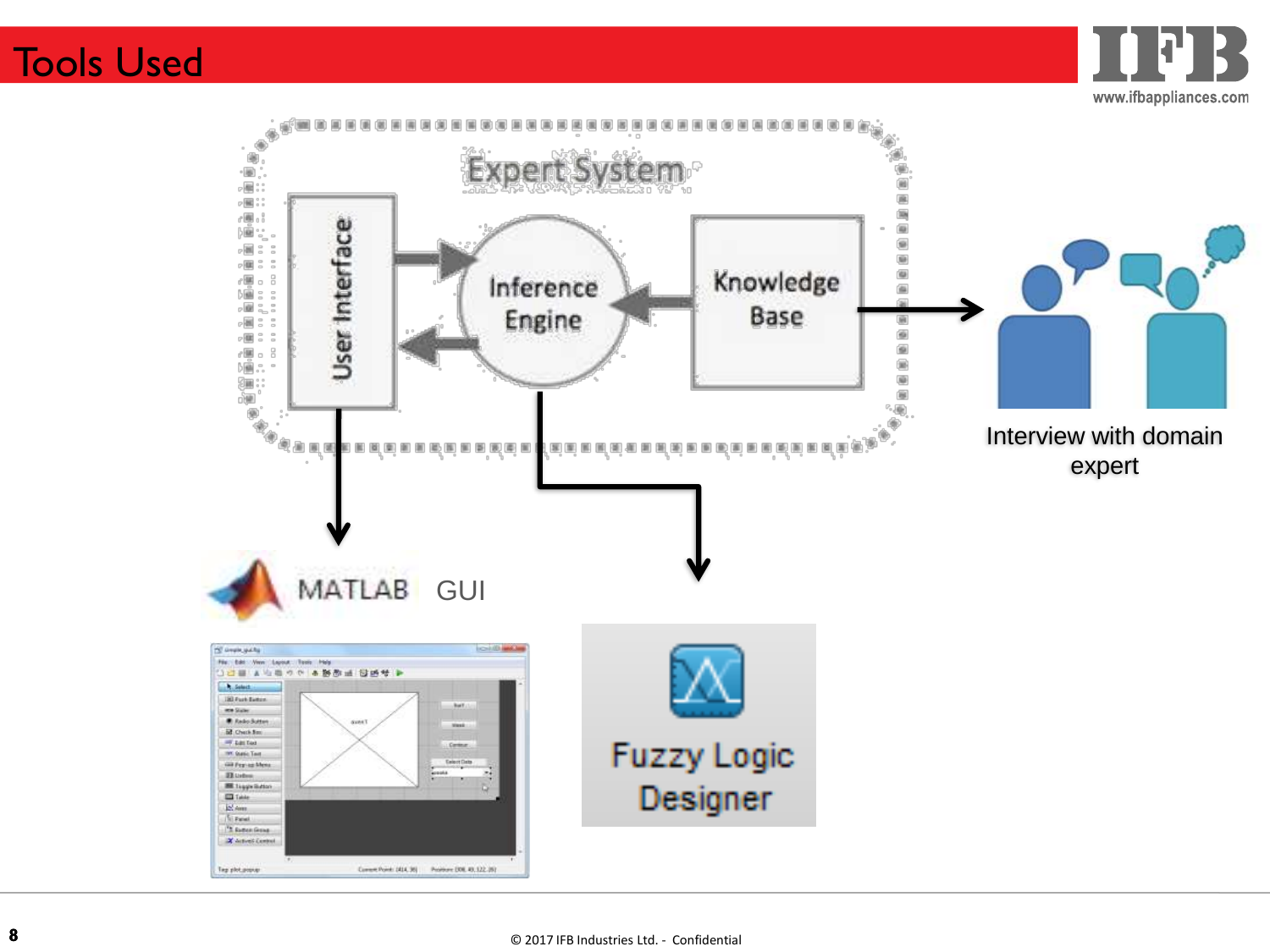# Tools Used

Expert System

User Interface

Inference Engine

Knowledge Base

Interview with domain expert

MATLAB GUI

Fuzzy Logic Designer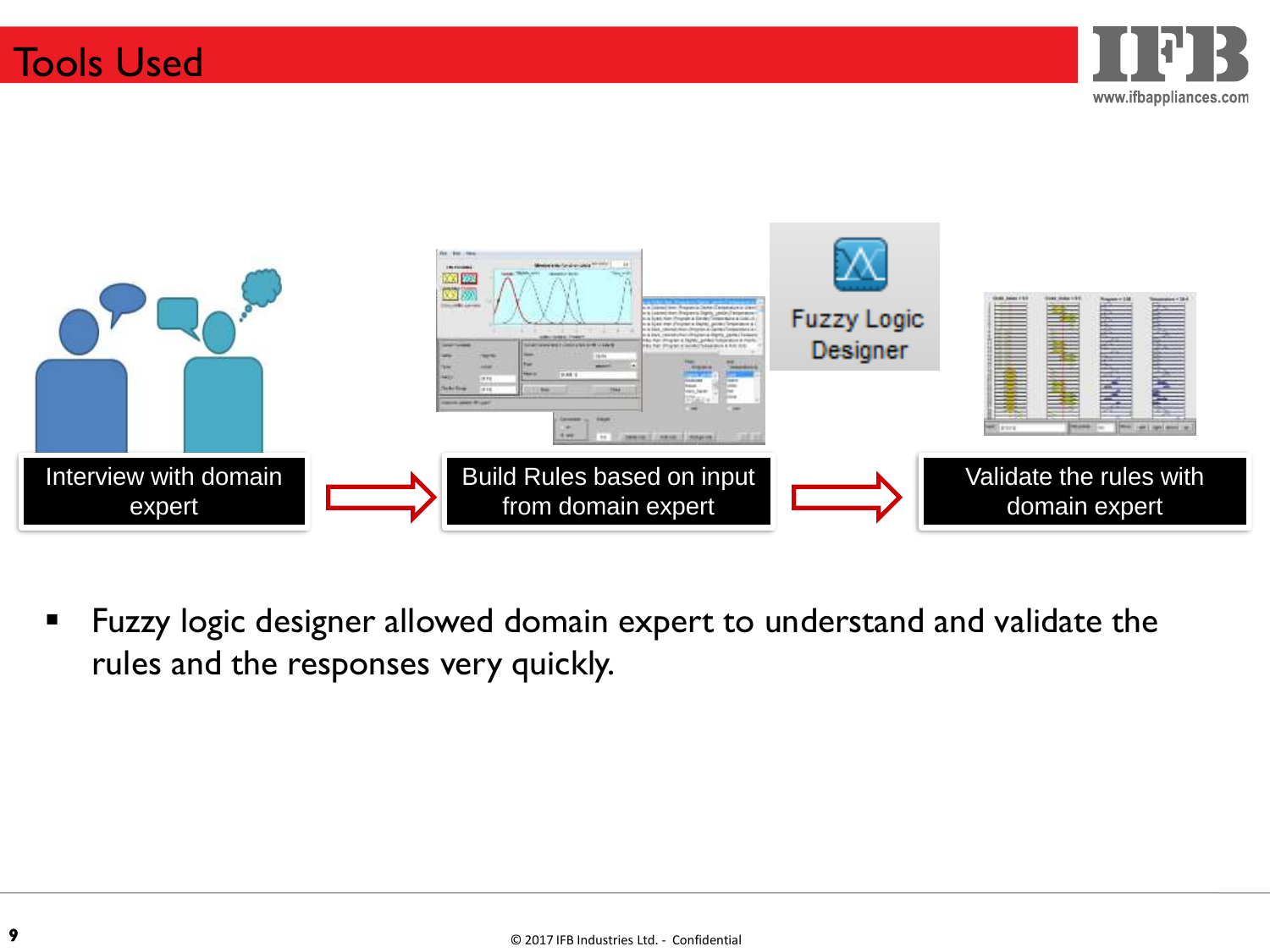# Tools Used

Interview with domain expert → Build Rules based on input from domain expert → Validate the rules with domain expert

Fuzzy Logic Designer

- Fuzzy logic designer allowed domain expert to understand and validate the rules and the responses very quickly.

© 2017 IFB Industries Ltd. - Confidential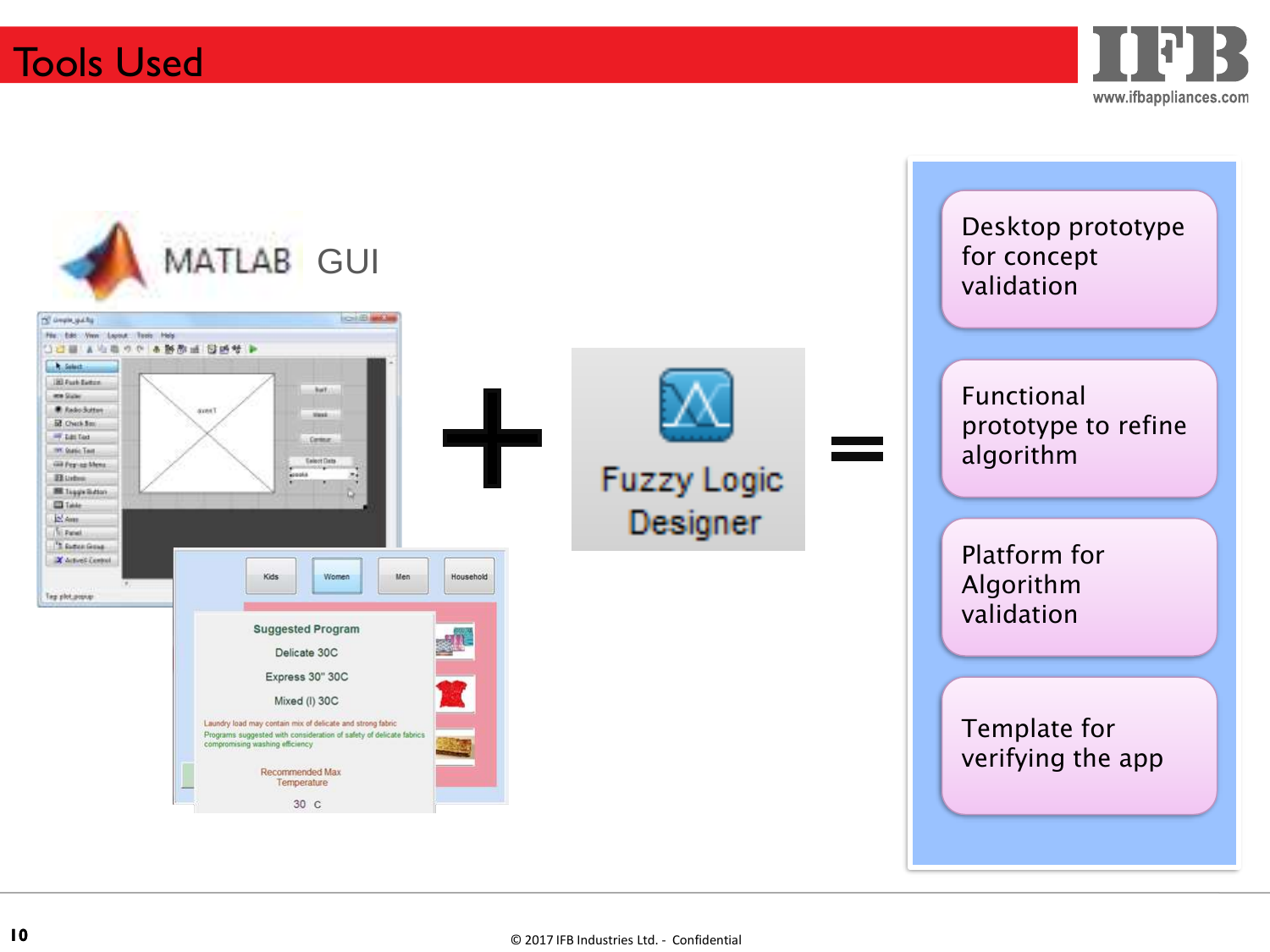# Tools Used

MATLAB GUI

+

Fuzzy Logic Designer

=

- Desktop prototype for concept validation
- Functional prototype to refine algorithm
- Platform for Algorithm validation
- Template for verifying the app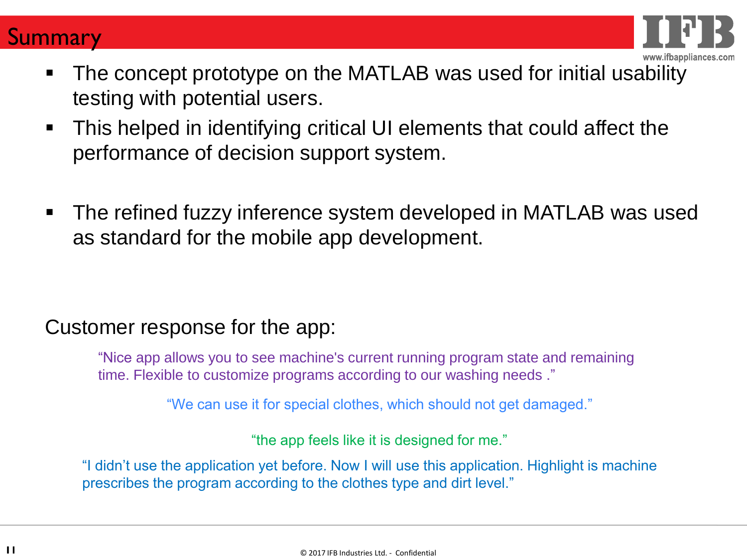# Summary

- The concept prototype on the MATLAB was used for initial usability testing with potential users.
- This helped in identifying critical UI elements that could affect the performance of decision support system.
- The refined fuzzy inference system developed in MATLAB was used as standard for the mobile app development.

Customer response for the app:

> "Nice app allows you to see machine's current running program state and remaining time. Flexible to customize programs according to our washing needs ."

> "We can use it for special clothes, which should not get damaged."

> "the app feels like it is designed for me."

> "I didn't use the application yet before. Now I will use this application. Highlight is machine prescribes the program according to the clothes type and dirt level."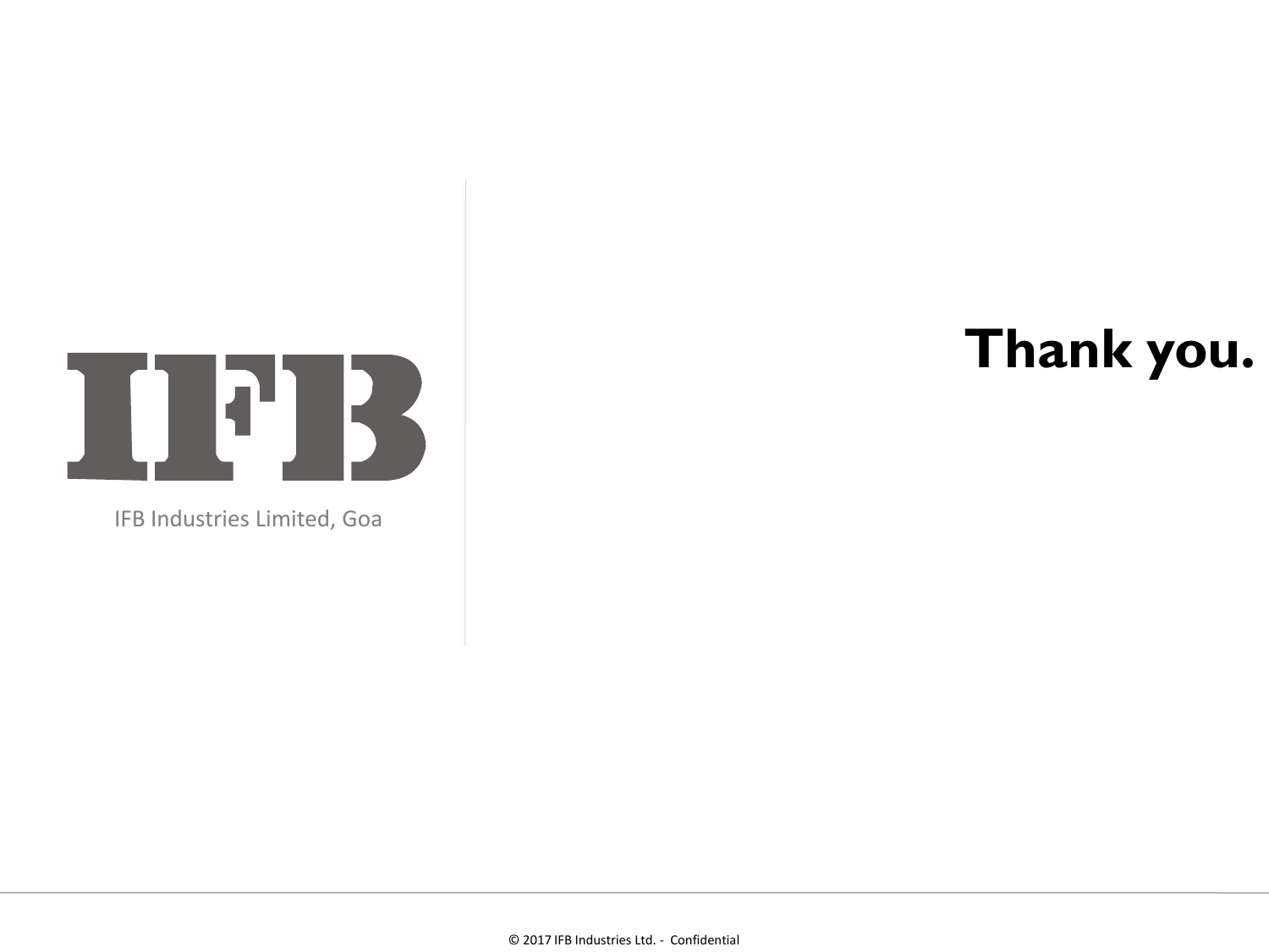IFB

IFB Industries Limited, Goa

# Thank you.